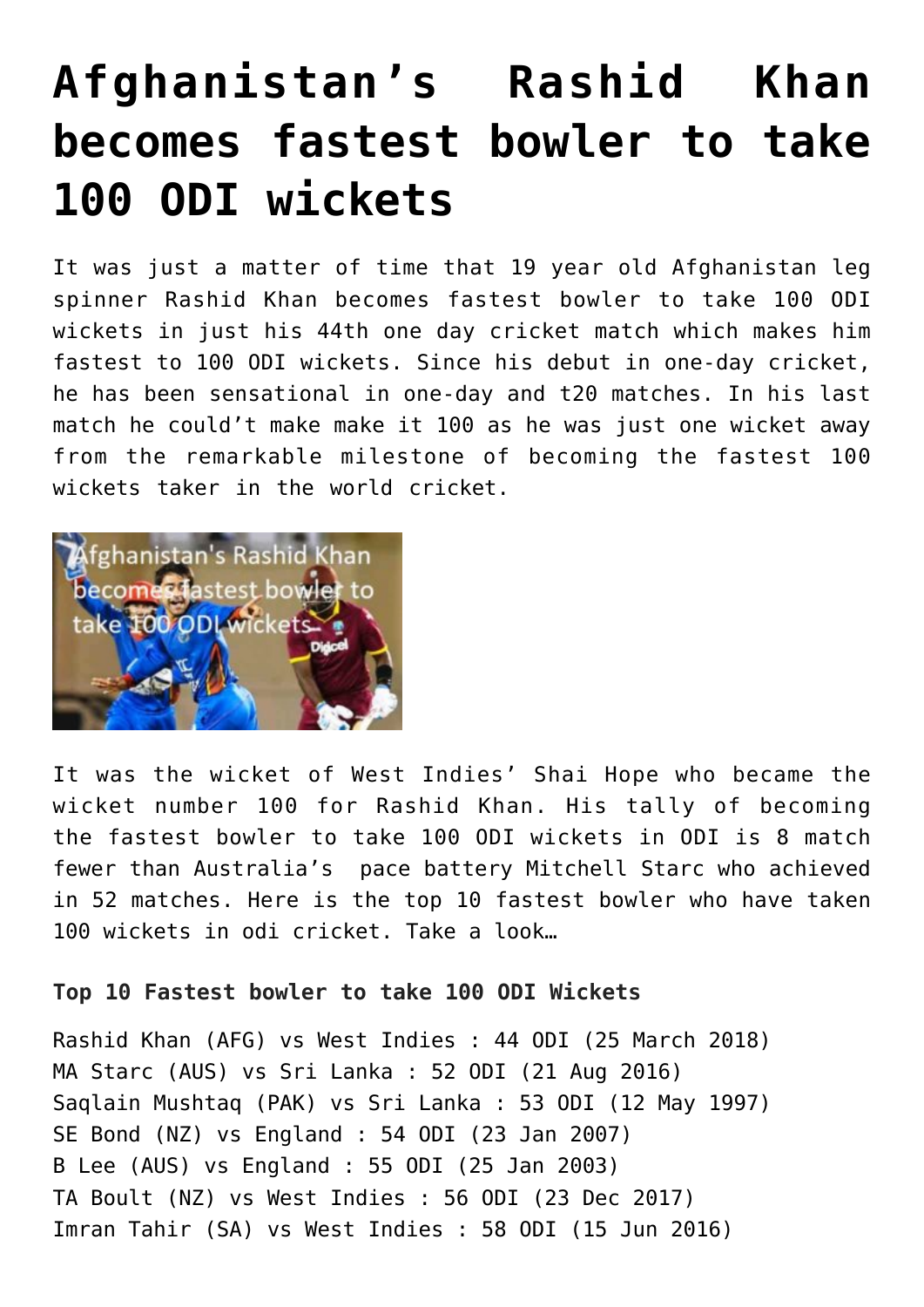# Afghanistan's Rashid Khan becomes fastest bowler to take 100 ODI wickets

It was just a matter of time that 19 year old Afghanistan leg spinner Rashid Khan becomes fastest bowler to take 100 ODI wickets in just his 44th one day cricket match which makes him fastest to 100 ODI wickets. Since his debut in one-day cricket, he has been sensational in one-day and t20 matches. In his last match he could't make make it 100 as he was just one wicket away from the remarkable milestone of becoming the fastest 100 wickets taker in the world cricket.

It was the wicket of West Indies' Shai Hope who became the wicket number 100 for Rashid Khan. His tally of becoming the fastest bowler to take 100 ODI wickets in ODI is 8 match fewer than Australia's pace battery Mitchell Starc who achieved in 52 matches. Here is the top 10 fastest bowler who have taken 100 wickets in odi cricket. Take a look…

**Top 10 Fastest bowler to take 100 ODI Wickets**

Rashid Khan (AFG) vs West Indies : 44 ODI (25 March 2018)
MA Starc (AUS) vs Sri Lanka : 52 ODI (21 Aug 2016)
Saqlain Mushtaq (PAK) vs Sri Lanka : 53 ODI (12 May 1997)
SE Bond (NZ) vs England : 54 ODI (23 Jan 2007)
B Lee (AUS) vs England : 55 ODI (25 Jan 2003)
TA Boult (NZ) vs West Indies : 56 ODI (23 Dec 2017)
Imran Tahir (SA) vs West Indies : 58 ODI (15 Jun 2016)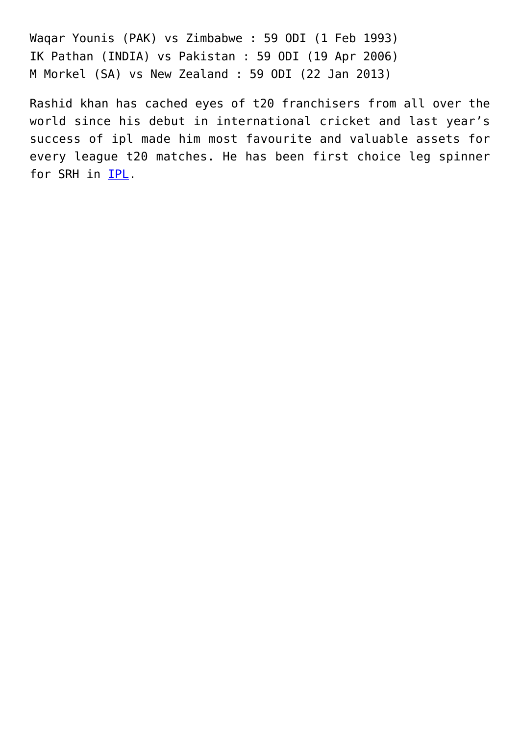Waqar Younis (PAK) vs Zimbabwe : 59 ODI (1 Feb 1993)
IK Pathan (INDIA) vs Pakistan : 59 ODI (19 Apr 2006)
M Morkel (SA) vs New Zealand : 59 ODI (22 Jan 2013)

Rashid khan has cached eyes of t20 franchisers from all over the world since his debut in international cricket and last year's success of ipl made him most favourite and valuable assets for every league t20 matches. He has been first choice leg spinner for SRH in IPL.